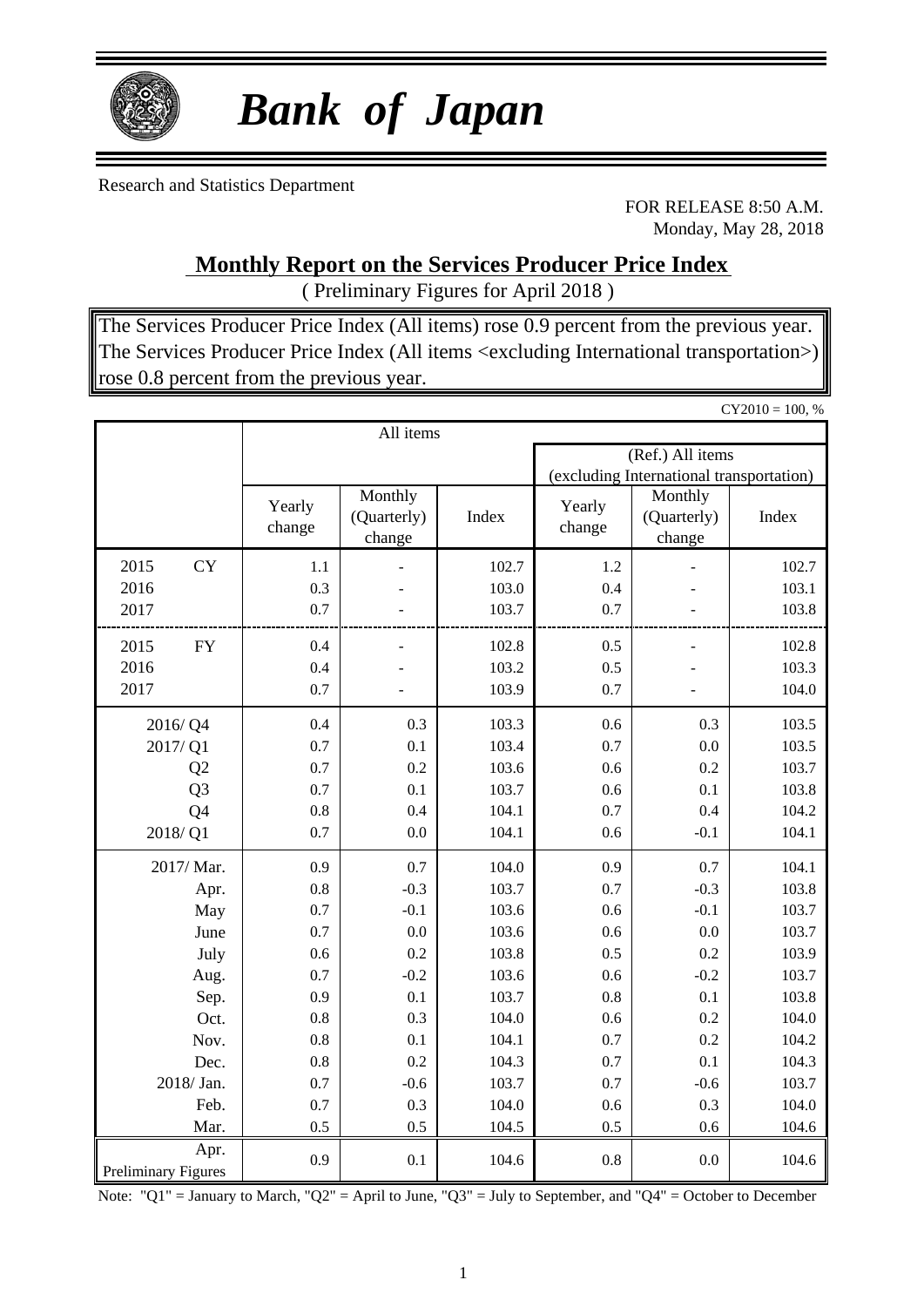# *Bank of Japan*

Research and Statistics Department

FOR RELEASE 8:50 A.M.
Monday, May 28, 2018

## Monthly Report on the Services Producer Price Index

( Preliminary Figures for April 2018 )

The Services Producer Price Index (All items) rose 0.9 percent from the previous year.
The Services Producer Price Index (All items <excluding International transportation>) rose 0.8 percent from the previous year.

CY2010 = 100, %

| | All items | | | (Ref.) All items (excluding International transportation) | | |
|---|---|---|---|---|---|---|
| | Yearly change | Monthly (Quarterly) change | Index | Yearly change | Monthly (Quarterly) change | Index |
| 2015 CY | 1.1 | - | 102.7 | 1.2 | - | 102.7 |
| 2016 | 0.3 | - | 103.0 | 0.4 | - | 103.1 |
| 2017 | 0.7 | - | 103.7 | 0.7 | - | 103.8 |
| 2015 FY | 0.4 | - | 102.8 | 0.5 | - | 102.8 |
| 2016 | 0.4 | - | 103.2 | 0.5 | - | 103.3 |
| 2017 | 0.7 | - | 103.9 | 0.7 | - | 104.0 |
| 2016/ Q4 | 0.4 | 0.3 | 103.3 | 0.6 | 0.3 | 103.5 |
| 2017/ Q1 | 0.7 | 0.1 | 103.4 | 0.7 | 0.0 | 103.5 |
| Q2 | 0.7 | 0.2 | 103.6 | 0.6 | 0.2 | 103.7 |
| Q3 | 0.7 | 0.1 | 103.7 | 0.6 | 0.1 | 103.8 |
| Q4 | 0.8 | 0.4 | 104.1 | 0.7 | 0.4 | 104.2 |
| 2018/ Q1 | 0.7 | 0.0 | 104.1 | 0.6 | -0.1 | 104.1 |
| 2017/ Mar. | 0.9 | 0.7 | 104.0 | 0.9 | 0.7 | 104.1 |
| Apr. | 0.8 | -0.3 | 103.7 | 0.7 | -0.3 | 103.8 |
| May | 0.7 | -0.1 | 103.6 | 0.6 | -0.1 | 103.7 |
| June | 0.7 | 0.0 | 103.6 | 0.6 | 0.0 | 103.7 |
| July | 0.6 | 0.2 | 103.8 | 0.5 | 0.2 | 103.9 |
| Aug. | 0.7 | -0.2 | 103.6 | 0.6 | -0.2 | 103.7 |
| Sep. | 0.9 | 0.1 | 103.7 | 0.8 | 0.1 | 103.8 |
| Oct. | 0.8 | 0.3 | 104.0 | 0.6 | 0.2 | 104.0 |
| Nov. | 0.8 | 0.1 | 104.1 | 0.7 | 0.2 | 104.2 |
| Dec. | 0.8 | 0.2 | 104.3 | 0.7 | 0.1 | 104.3 |
| 2018/ Jan. | 0.7 | -0.6 | 103.7 | 0.7 | -0.6 | 103.7 |
| Feb. | 0.7 | 0.3 | 104.0 | 0.6 | 0.3 | 104.0 |
| Mar. | 0.5 | 0.5 | 104.5 | 0.5 | 0.6 | 104.6 |
| Apr. Preliminary Figures | 0.9 | 0.1 | 104.6 | 0.8 | 0.0 | 104.6 |

Note: "Q1" = January to March, "Q2" = April to June, "Q3" = July to September, and "Q4" = October to December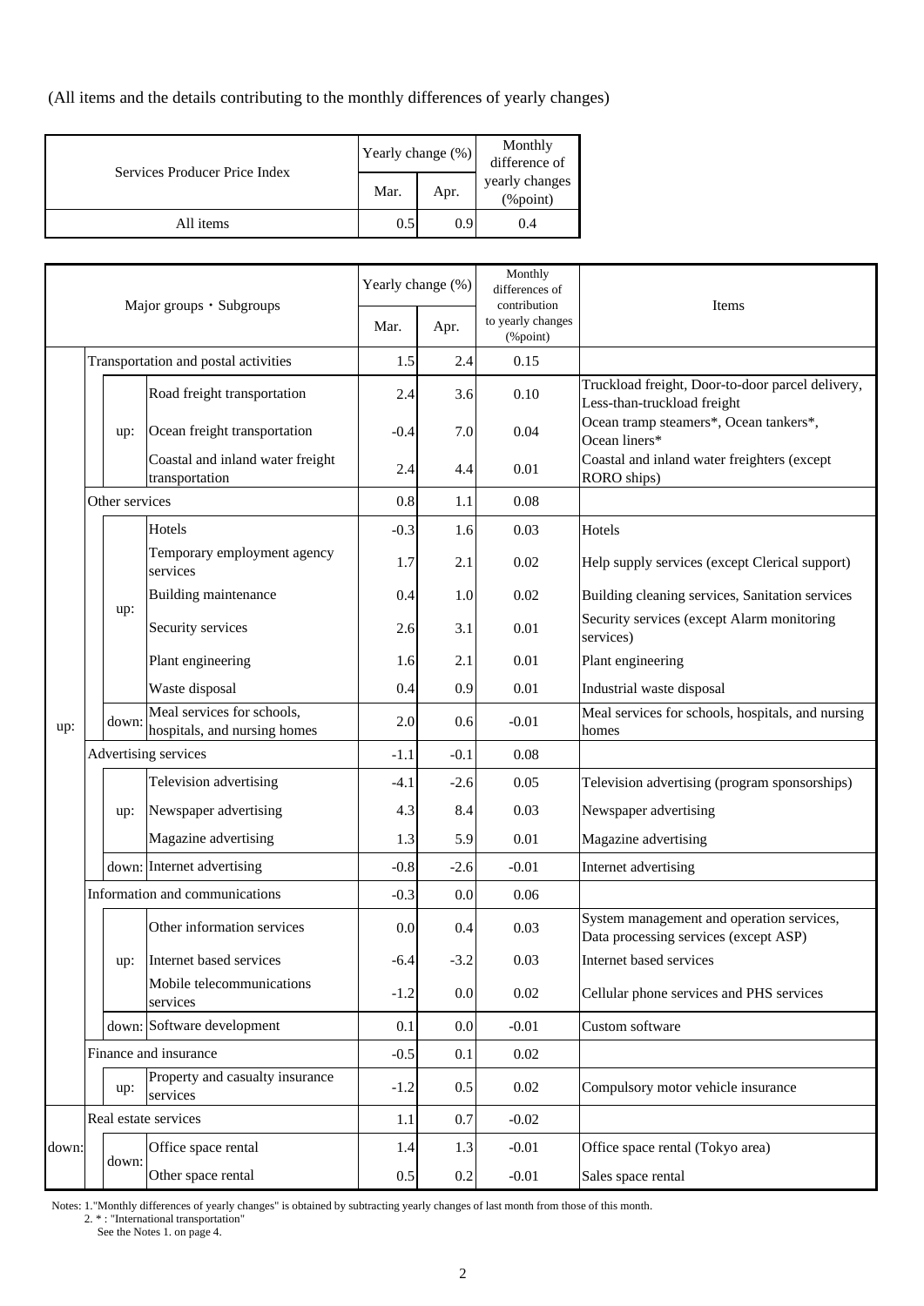(All items and the details contributing to the monthly differences of yearly changes)

| Services Producer Price Index | Yearly change (%) | | Monthly difference of yearly changes (%point) |
|---|---|---|---|
| | Mar. | Apr. | |
| All items | 0.5 | 0.9 | 0.4 |

| Major groups・Subgroups | | | Yearly change (%) | | Monthly differences of contribution to yearly changes (%point) | Items |
|---|---|---|---|---|---|---|
| | | | Mar. | Apr. | | |
| up: | Transportation and postal activities | | 1.5 | 2.4 | 0.15 | |
| | up: | Road freight transportation | 2.4 | 3.6 | 0.10 | Truckload freight, Door-to-door parcel delivery, Less-than-truckload freight |
| | | Ocean freight transportation | -0.4 | 7.0 | 0.04 | Ocean tramp steamers*, Ocean tankers*, Ocean liners* |
| | | Coastal and inland water freight transportation | 2.4 | 4.4 | 0.01 | Coastal and inland water freighters (except RORO ships) |
| | Other services | | 0.8 | 1.1 | 0.08 | |
| | up: | Hotels | -0.3 | 1.6 | 0.03 | Hotels |
| | | Temporary employment agency services | 1.7 | 2.1 | 0.02 | Help supply services (except Clerical support) |
| | | Building maintenance | 0.4 | 1.0 | 0.02 | Building cleaning services, Sanitation services |
| | | Security services | 2.6 | 3.1 | 0.01 | Security services (except Alarm monitoring services) |
| | | Plant engineering | 1.6 | 2.1 | 0.01 | Plant engineering |
| | | Waste disposal | 0.4 | 0.9 | 0.01 | Industrial waste disposal |
| | down: | Meal services for schools, hospitals, and nursing homes | 2.0 | 0.6 | -0.01 | Meal services for schools, hospitals, and nursing homes |
| | Advertising services | | -1.1 | -0.1 | 0.08 | |
| | up: | Television advertising | -4.1 | -2.6 | 0.05 | Television advertising (program sponsorships) |
| | | Newspaper advertising | 4.3 | 8.4 | 0.03 | Newspaper advertising |
| | | Magazine advertising | 1.3 | 5.9 | 0.01 | Magazine advertising |
| | down: | Internet advertising | -0.8 | -2.6 | -0.01 | Internet advertising |
| | Information and communications | | -0.3 | 0.0 | 0.06 | |
| | up: | Other information services | 0.0 | 0.4 | 0.03 | System management and operation services, Data processing services (except ASP) |
| | | Internet based services | -6.4 | -3.2 | 0.03 | Internet based services |
| | | Mobile telecommunications services | -1.2 | 0.0 | 0.02 | Cellular phone services and PHS services |
| | down: | Software development | 0.1 | 0.0 | -0.01 | Custom software |
| | Finance and insurance | | -0.5 | 0.1 | 0.02 | |
| | up: | Property and casualty insurance services | -1.2 | 0.5 | 0.02 | Compulsory motor vehicle insurance |
| down: | Real estate services | | 1.1 | 0.7 | -0.02 | |
| | down: | Office space rental | 1.4 | 1.3 | -0.01 | Office space rental (Tokyo area) |
| | | Other space rental | 0.5 | 0.2 | -0.01 | Sales space rental |

Notes: 1."Monthly differences of yearly changes" is obtained by subtracting yearly changes of last month from those of this month.
2. * : "International transportation"
See the Notes 1. on page 4.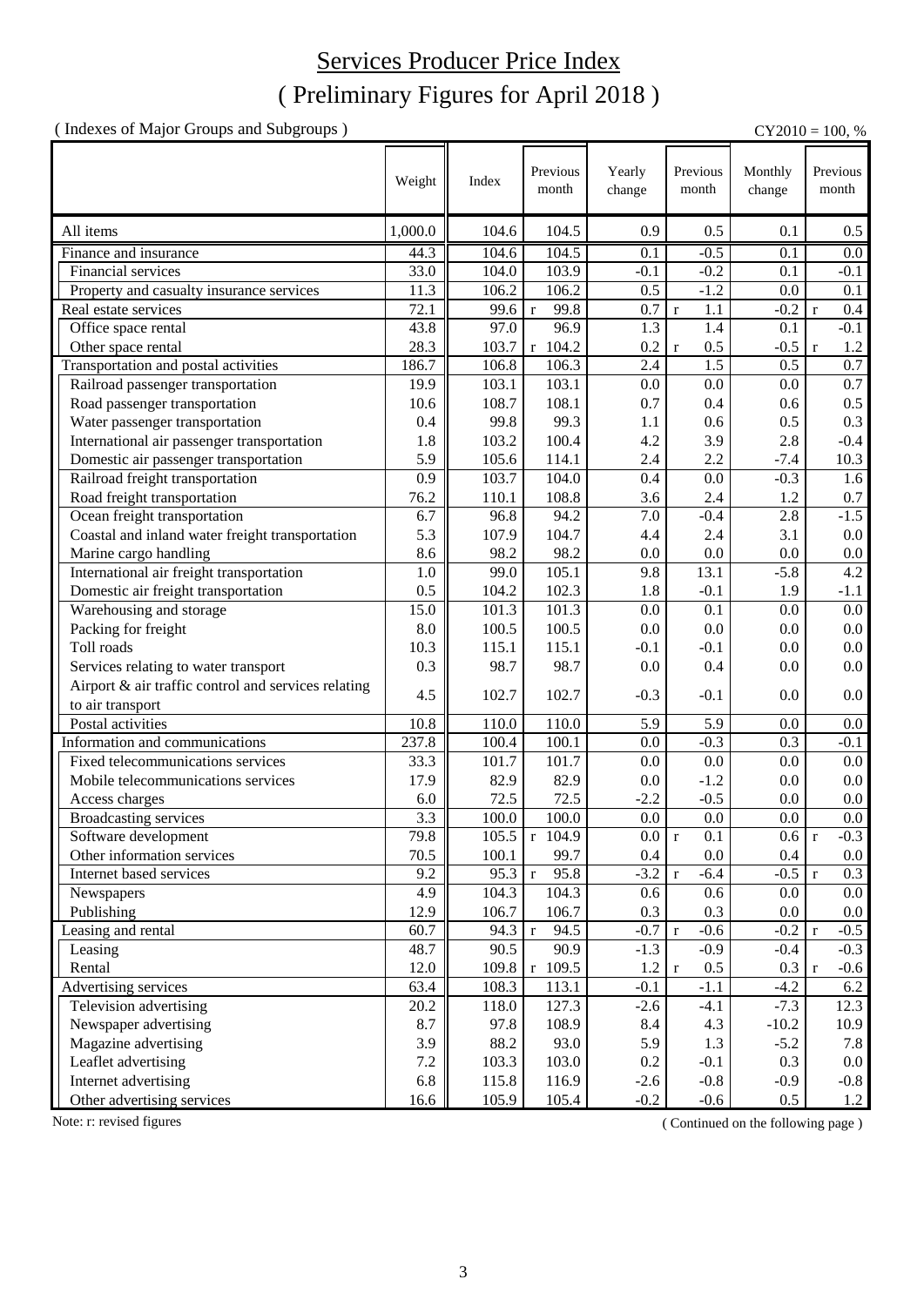# Services Producer Price Index

## ( Preliminary Figures for April 2018 )

( Indexes of Major Groups and Subgroups )

CY2010 = 100, %

| | Weight | Index | Previous month | Yearly change | Previous month | Monthly change | Previous month |
|---|---|---|---|---|---|---|---|
| All items | 1,000.0 | 104.6 | 104.5 | 0.9 | 0.5 | 0.1 | 0.5 |
| Finance and insurance | 44.3 | 104.6 | 104.5 | 0.1 | -0.5 | 0.1 | 0.0 |
| Financial services | 33.0 | 104.0 | 103.9 | -0.1 | -0.2 | 0.1 | -0.1 |
| Property and casualty insurance services | 11.3 | 106.2 | 106.2 | 0.5 | -1.2 | 0.0 | 0.1 |
| Real estate services | 72.1 | 99.6 | r 99.8 | 0.7 | r 1.1 | -0.2 | r 0.4 |
| Office space rental | 43.8 | 97.0 | 96.9 | 1.3 | 1.4 | 0.1 | -0.1 |
| Other space rental | 28.3 | 103.7 | r 104.2 | 0.2 | r 0.5 | -0.5 | r 1.2 |
| Transportation and postal activities | 186.7 | 106.8 | 106.3 | 2.4 | 1.5 | 0.5 | 0.7 |
| Railroad passenger transportation | 19.9 | 103.1 | 103.1 | 0.0 | 0.0 | 0.0 | 0.7 |
| Road passenger transportation | 10.6 | 108.7 | 108.1 | 0.7 | 0.4 | 0.6 | 0.5 |
| Water passenger transportation | 0.4 | 99.8 | 99.3 | 1.1 | 0.6 | 0.5 | 0.3 |
| International air passenger transportation | 1.8 | 103.2 | 100.4 | 4.2 | 3.9 | 2.8 | -0.4 |
| Domestic air passenger transportation | 5.9 | 105.6 | 114.1 | 2.4 | 2.2 | -7.4 | 10.3 |
| Railroad freight transportation | 0.9 | 103.7 | 104.0 | 0.4 | 0.0 | -0.3 | 1.6 |
| Road freight transportation | 76.2 | 110.1 | 108.8 | 3.6 | 2.4 | 1.2 | 0.7 |
| Ocean freight transportation | 6.7 | 96.8 | 94.2 | 7.0 | -0.4 | 2.8 | -1.5 |
| Coastal and inland water freight transportation | 5.3 | 107.9 | 104.7 | 4.4 | 2.4 | 3.1 | 0.0 |
| Marine cargo handling | 8.6 | 98.2 | 98.2 | 0.0 | 0.0 | 0.0 | 0.0 |
| International air freight transportation | 1.0 | 99.0 | 105.1 | 9.8 | 13.1 | -5.8 | 4.2 |
| Domestic air freight transportation | 0.5 | 104.2 | 102.3 | 1.8 | -0.1 | 1.9 | -1.1 |
| Warehousing and storage | 15.0 | 101.3 | 101.3 | 0.0 | 0.1 | 0.0 | 0.0 |
| Packing for freight | 8.0 | 100.5 | 100.5 | 0.0 | 0.0 | 0.0 | 0.0 |
| Toll roads | 10.3 | 115.1 | 115.1 | -0.1 | -0.1 | 0.0 | 0.0 |
| Services relating to water transport | 0.3 | 98.7 | 98.7 | 0.0 | 0.4 | 0.0 | 0.0 |
| Airport & air traffic control and services relating to air transport | 4.5 | 102.7 | 102.7 | -0.3 | -0.1 | 0.0 | 0.0 |
| Postal activities | 10.8 | 110.0 | 110.0 | 5.9 | 5.9 | 0.0 | 0.0 |
| Information and communications | 237.8 | 100.4 | 100.1 | 0.0 | -0.3 | 0.3 | -0.1 |
| Fixed telecommunications services | 33.3 | 101.7 | 101.7 | 0.0 | 0.0 | 0.0 | 0.0 |
| Mobile telecommunications services | 17.9 | 82.9 | 82.9 | 0.0 | -1.2 | 0.0 | 0.0 |
| Access charges | 6.0 | 72.5 | 72.5 | -2.2 | -0.5 | 0.0 | 0.0 |
| Broadcasting services | 3.3 | 100.0 | 100.0 | 0.0 | 0.0 | 0.0 | 0.0 |
| Software development | 79.8 | 105.5 | r 104.9 | 0.0 | r 0.1 | 0.6 | r -0.3 |
| Other information services | 70.5 | 100.1 | 99.7 | 0.4 | 0.0 | 0.4 | 0.0 |
| Internet based services | 9.2 | 95.3 | r 95.8 | -3.2 | r -6.4 | -0.5 | r 0.3 |
| Newspapers | 4.9 | 104.3 | 104.3 | 0.6 | 0.6 | 0.0 | 0.0 |
| Publishing | 12.9 | 106.7 | 106.7 | 0.3 | 0.3 | 0.0 | 0.0 |
| Leasing and rental | 60.7 | 94.3 | r 94.5 | -0.7 | r -0.6 | -0.2 | r -0.5 |
| Leasing | 48.7 | 90.5 | 90.9 | -1.3 | -0.9 | -0.4 | -0.3 |
| Rental | 12.0 | 109.8 | r 109.5 | 1.2 | r 0.5 | 0.3 | r -0.6 |
| Advertising services | 63.4 | 108.3 | 113.1 | -0.1 | -1.1 | -4.2 | 6.2 |
| Television advertising | 20.2 | 118.0 | 127.3 | -2.6 | -4.1 | -7.3 | 12.3 |
| Newspaper advertising | 8.7 | 97.8 | 108.9 | 8.4 | 4.3 | -10.2 | 10.9 |
| Magazine advertising | 3.9 | 88.2 | 93.0 | 5.9 | 1.3 | -5.2 | 7.8 |
| Leaflet advertising | 7.2 | 103.3 | 103.0 | 0.2 | -0.1 | 0.3 | 0.0 |
| Internet advertising | 6.8 | 115.8 | 116.9 | -2.6 | -0.8 | -0.9 | -0.8 |
| Other advertising services | 16.6 | 105.9 | 105.4 | -0.2 | -0.6 | 0.5 | 1.2 |

Note: r: revised figures

( Continued on the following page )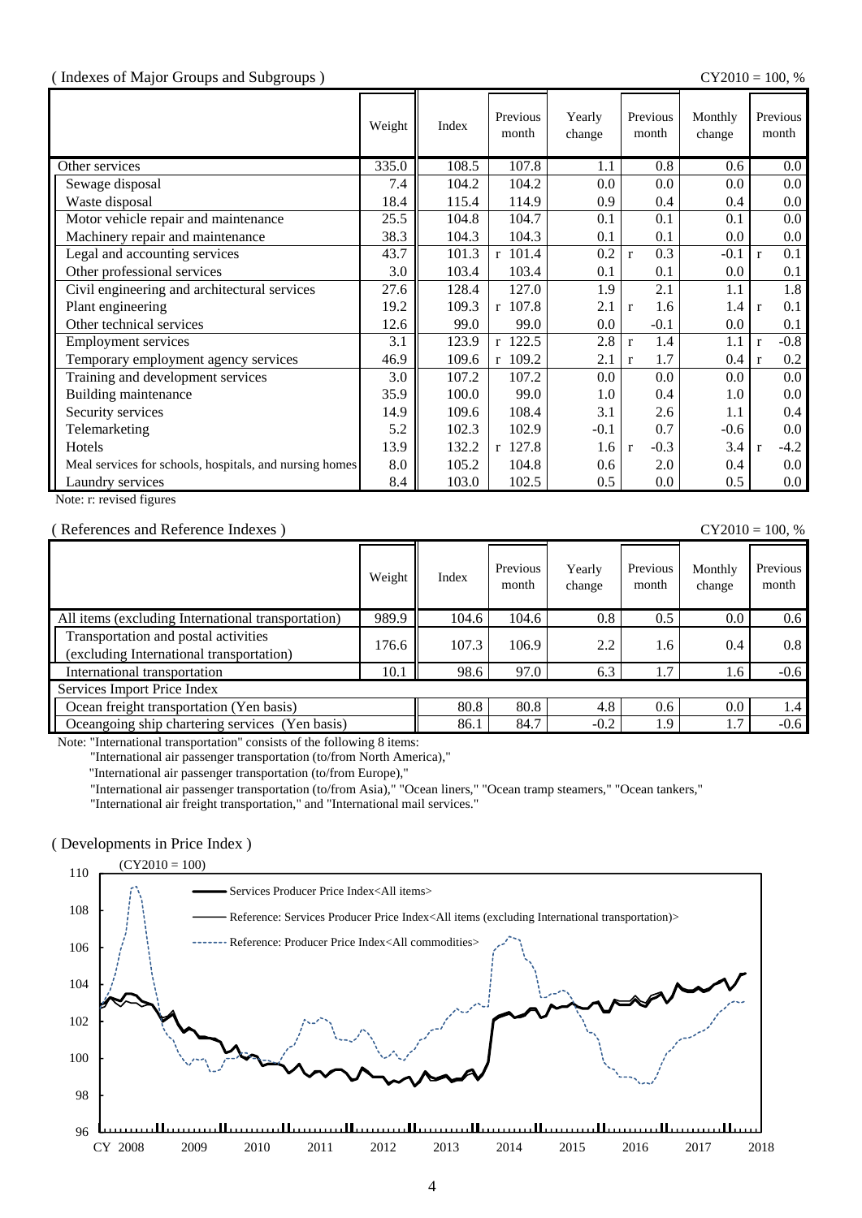( Indexes of Major Groups and Subgroups )

CY2010 = 100, %

| | Weight | Index | Previous month | Yearly change | Previous month | Monthly change | Previous month |
|---|---|---|---|---|---|---|---|
| Other services | 335.0 | 108.5 | 107.8 | 1.1 | 0.8 | 0.6 | 0.0 |
| Sewage disposal | 7.4 | 104.2 | 104.2 | 0.0 | 0.0 | 0.0 | 0.0 |
| Waste disposal | 18.4 | 115.4 | 114.9 | 0.9 | 0.4 | 0.4 | 0.0 |
| Motor vehicle repair and maintenance | 25.5 | 104.8 | 104.7 | 0.1 | 0.1 | 0.1 | 0.0 |
| Machinery repair and maintenance | 38.3 | 104.3 | 104.3 | 0.1 | 0.1 | 0.0 | 0.0 |
| Legal and accounting services | 43.7 | 101.3 | r 101.4 | 0.2 | r 0.3 | -0.1 | r 0.1 |
| Other professional services | 3.0 | 103.4 | 103.4 | 0.1 | 0.1 | 0.0 | 0.1 |
| Civil engineering and architectural services | 27.6 | 128.4 | 127.0 | 1.9 | 2.1 | 1.1 | 1.8 |
| Plant engineering | 19.2 | 109.3 | r 107.8 | 2.1 | r 1.6 | 1.4 | r 0.1 |
| Other technical services | 12.6 | 99.0 | 99.0 | 0.0 | -0.1 | 0.0 | 0.1 |
| Employment services | 3.1 | 123.9 | r 122.5 | 2.8 | r 1.4 | 1.1 | r -0.8 |
| Temporary employment agency services | 46.9 | 109.6 | r 109.2 | 2.1 | r 1.7 | 0.4 | r 0.2 |
| Training and development services | 3.0 | 107.2 | 107.2 | 0.0 | 0.0 | 0.0 | 0.0 |
| Building maintenance | 35.9 | 100.0 | 99.0 | 1.0 | 0.4 | 1.0 | 0.0 |
| Security services | 14.9 | 109.6 | 108.4 | 3.1 | 2.6 | 1.1 | 0.4 |
| Telemarketing | 5.2 | 102.3 | 102.9 | -0.1 | 0.7 | -0.6 | 0.0 |
| Hotels | 13.9 | 132.2 | r 127.8 | 1.6 | r -0.3 | 3.4 | r -4.2 |
| Meal services for schools, hospitals, and nursing homes | 8.0 | 105.2 | 104.8 | 0.6 | 2.0 | 0.4 | 0.0 |
| Laundry services | 8.4 | 103.0 | 102.5 | 0.5 | 0.0 | 0.5 | 0.0 |

Note: r: revised figures

( References and Reference Indexes )

CY2010 = 100, %

| | Weight | Index | Previous month | Yearly change | Previous month | Monthly change | Previous month |
|---|---|---|---|---|---|---|---|
| All items (excluding International transportation) | 989.9 | 104.6 | 104.6 | 0.8 | 0.5 | 0.0 | 0.6 |
| Transportation and postal activities (excluding International transportation) | 176.6 | 107.3 | 106.9 | 2.2 | 1.6 | 0.4 | 0.8 |
| International transportation | 10.1 | 98.6 | 97.0 | 6.3 | 1.7 | 1.6 | -0.6 |
| Services Import Price Index | | | | | | | |
| Ocean freight transportation (Yen basis) | | 80.8 | 80.8 | 4.8 | 0.6 | 0.0 | 1.4 |
| Oceangoing ship chartering services (Yen basis) | | 86.1 | 84.7 | -0.2 | 1.9 | 1.7 | -0.6 |

Note: "International transportation" consists of the following 8 items:
"International air passenger transportation (to/from North America),"
"International air passenger transportation (to/from Europe),"
"International air passenger transportation (to/from Asia)," "Ocean liners," "Ocean tramp steamers," "Ocean tankers,"
"International air freight transportation," and "International mail services."

( Developments in Price Index )

(CY2010 = 100)

- Services Producer Price Index<All items>
- Reference: Services Producer Price Index<All items (excluding International transportation)>
- Reference: Producer Price Index<All commodities>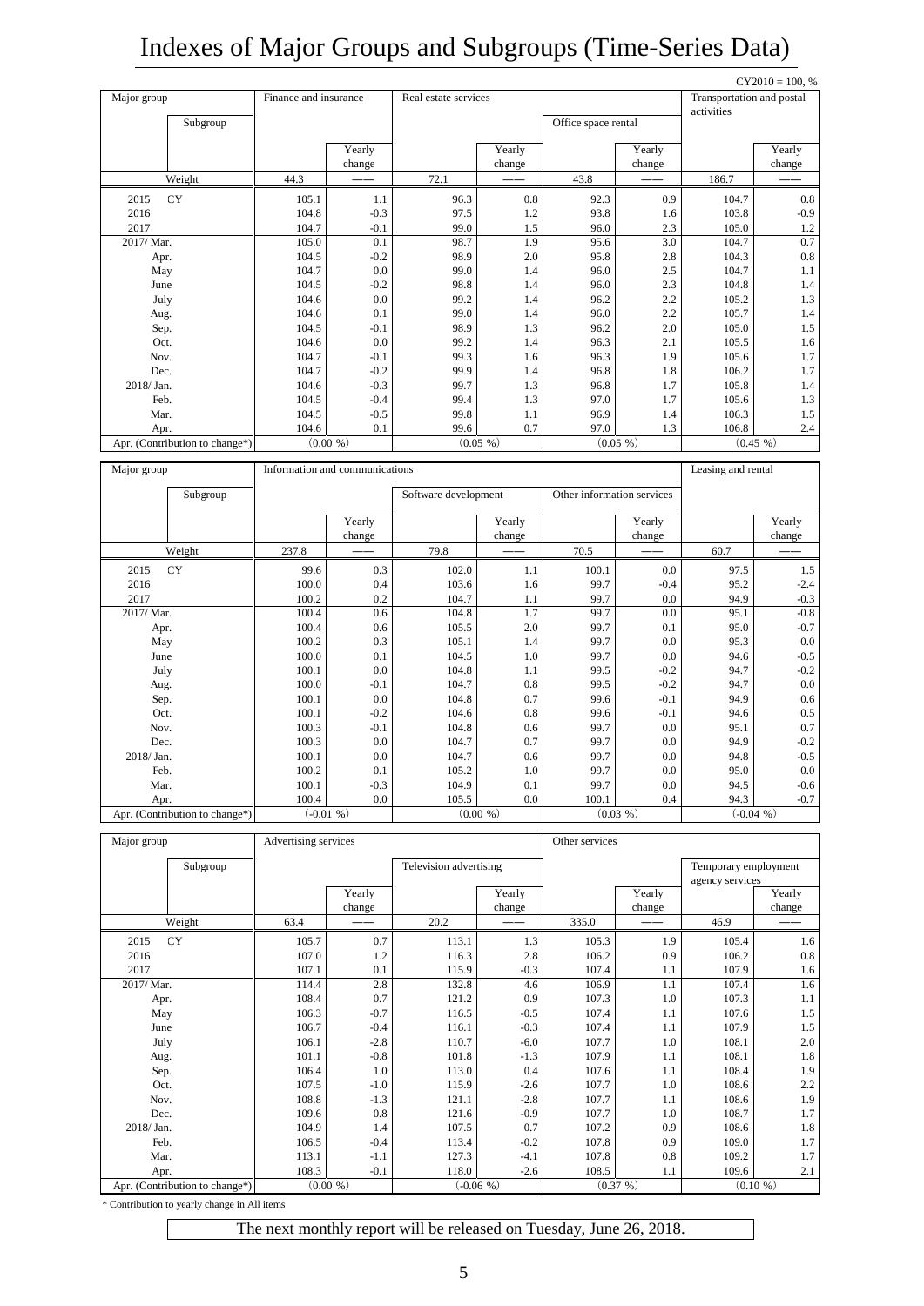# Indexes of Major Groups and Subgroups (Time-Series Data)

CY2010 = 100, %

| Major group | Finance and insurance | | Real estate services | | | | Transportation and postal activities | |
|---|---|---|---|---|---|---|---|---|
| Subgroup | | | | | Office space rental | | | |
| | | Yearly change | | Yearly change | | Yearly change | | Yearly change |
| Weight | 44.3 | —— | 72.1 | —— | 43.8 | —— | 186.7 | —— |
| 2015 CY | 105.1 | 1.1 | 96.3 | 0.8 | 92.3 | 0.9 | 104.7 | 0.8 |
| 2016 | 104.8 | -0.3 | 97.5 | 1.2 | 93.8 | 1.6 | 103.8 | -0.9 |
| 2017 | 104.7 | -0.1 | 99.0 | 1.5 | 96.0 | 2.3 | 105.0 | 1.2 |
| 2017/ Mar. | 105.0 | 0.1 | 98.7 | 1.9 | 95.6 | 3.0 | 104.7 | 0.7 |
| Apr. | 104.5 | -0.2 | 98.9 | 2.0 | 95.8 | 2.8 | 104.3 | 0.8 |
| May | 104.7 | 0.0 | 99.0 | 1.4 | 96.0 | 2.5 | 104.7 | 1.1 |
| June | 104.5 | -0.2 | 98.8 | 1.4 | 96.0 | 2.3 | 104.8 | 1.4 |
| July | 104.6 | 0.0 | 99.2 | 1.4 | 96.2 | 2.2 | 105.2 | 1.3 |
| Aug. | 104.6 | 0.1 | 99.0 | 1.4 | 96.0 | 2.2 | 105.7 | 1.4 |
| Sep. | 104.5 | -0.1 | 98.9 | 1.3 | 96.2 | 2.0 | 105.0 | 1.5 |
| Oct. | 104.6 | 0.0 | 99.2 | 1.4 | 96.3 | 2.1 | 105.5 | 1.6 |
| Nov. | 104.7 | -0.1 | 99.3 | 1.6 | 96.3 | 1.9 | 105.6 | 1.7 |
| Dec. | 104.7 | -0.2 | 99.9 | 1.4 | 96.8 | 1.8 | 106.2 | 1.7 |
| 2018/ Jan. | 104.6 | -0.3 | 99.7 | 1.3 | 96.8 | 1.7 | 105.8 | 1.4 |
| Feb. | 104.5 | -0.4 | 99.4 | 1.3 | 97.0 | 1.7 | 105.6 | 1.3 |
| Mar. | 104.5 | -0.5 | 99.8 | 1.1 | 96.9 | 1.4 | 106.3 | 1.5 |
| Apr. | 104.6 | 0.1 | 99.6 | 0.7 | 97.0 | 1.3 | 106.8 | 2.4 |
| Apr. (Contribution to change*) | (0.00 %) | | (0.05 %) | | (0.05 %) | | (0.45 %) | |

| Major group | Information and communications | | | | | | Leasing and rental | |
|---|---|---|---|---|---|---|---|---|
| Subgroup | | | Software development | | Other information services | | | |
| | | Yearly change | | Yearly change | | Yearly change | | Yearly change |
| Weight | 237.8 | —— | 79.8 | —— | 70.5 | —— | 60.7 | —— |
| 2015 CY | 99.6 | 0.3 | 102.0 | 1.1 | 100.1 | 0.0 | 97.5 | 1.5 |
| 2016 | 100.0 | 0.4 | 103.6 | 1.6 | 99.7 | -0.4 | 95.2 | -2.4 |
| 2017 | 100.2 | 0.2 | 104.7 | 1.1 | 99.7 | 0.0 | 94.9 | -0.3 |
| 2017/ Mar. | 100.4 | 0.6 | 104.8 | 1.7 | 99.7 | 0.0 | 95.1 | -0.8 |
| Apr. | 100.4 | 0.6 | 105.5 | 2.0 | 99.7 | 0.1 | 95.0 | -0.7 |
| May | 100.2 | 0.3 | 105.1 | 1.4 | 99.7 | 0.0 | 95.3 | 0.0 |
| June | 100.0 | 0.1 | 104.5 | 1.0 | 99.7 | 0.0 | 94.6 | -0.5 |
| July | 100.1 | 0.0 | 104.8 | 1.1 | 99.5 | -0.2 | 94.7 | -0.2 |
| Aug. | 100.0 | -0.1 | 104.7 | 0.8 | 99.5 | -0.2 | 94.7 | 0.0 |
| Sep. | 100.1 | 0.0 | 104.8 | 0.7 | 99.6 | -0.1 | 94.9 | 0.6 |
| Oct. | 100.1 | -0.2 | 104.6 | 0.8 | 99.6 | -0.1 | 94.6 | 0.5 |
| Nov. | 100.3 | -0.1 | 104.8 | 0.6 | 99.7 | 0.0 | 95.1 | 0.7 |
| Dec. | 100.3 | 0.0 | 104.7 | 0.7 | 99.7 | 0.0 | 94.9 | -0.2 |
| 2018/ Jan. | 100.1 | 0.0 | 104.7 | 0.6 | 99.7 | 0.0 | 94.8 | -0.5 |
| Feb. | 100.2 | 0.1 | 105.2 | 1.0 | 99.7 | 0.0 | 95.0 | 0.0 |
| Mar. | 100.1 | -0.3 | 104.9 | 0.1 | 99.7 | 0.0 | 94.5 | -0.6 |
| Apr. | 100.4 | 0.0 | 105.5 | 0.0 | 100.1 | 0.4 | 94.3 | -0.7 |
| Apr. (Contribution to change*) | (-0.01 %) | | (0.00 %) | | (0.03 %) | | (-0.04 %) | |

| Major group | Advertising services | | | | Other services | | | |
|---|---|---|---|---|---|---|---|---|
| Subgroup | | | Television advertising | | | | Temporary employment agency services | |
| | | Yearly change | | Yearly change | | Yearly change | | Yearly change |
| Weight | 63.4 | —— | 20.2 | —— | 335.0 | —— | 46.9 | —— |
| 2015 CY | 105.7 | 0.7 | 113.1 | 1.3 | 105.3 | 1.9 | 105.4 | 1.6 |
| 2016 | 107.0 | 1.2 | 116.3 | 2.8 | 106.2 | 0.9 | 106.2 | 0.8 |
| 2017 | 107.1 | 0.1 | 115.9 | -0.3 | 107.4 | 1.1 | 107.9 | 1.6 |
| 2017/ Mar. | 114.4 | 2.8 | 132.8 | 4.6 | 106.9 | 1.1 | 107.4 | 1.6 |
| Apr. | 108.4 | 0.7 | 121.2 | 0.9 | 107.3 | 1.0 | 107.3 | 1.1 |
| May | 106.3 | -0.7 | 116.5 | -0.5 | 107.4 | 1.1 | 107.6 | 1.5 |
| June | 106.7 | -0.4 | 116.1 | -0.3 | 107.4 | 1.1 | 107.9 | 1.5 |
| July | 106.1 | -2.8 | 110.7 | -6.0 | 107.7 | 1.0 | 108.1 | 2.0 |
| Aug. | 101.1 | -0.8 | 101.8 | -1.3 | 107.9 | 1.1 | 108.1 | 1.8 |
| Sep. | 106.4 | 1.0 | 113.0 | 0.4 | 107.6 | 1.1 | 108.4 | 1.9 |
| Oct. | 107.5 | -1.0 | 115.9 | -2.6 | 107.7 | 1.0 | 108.6 | 2.2 |
| Nov. | 108.8 | -1.3 | 121.1 | -2.8 | 107.7 | 1.1 | 108.6 | 1.9 |
| Dec. | 109.6 | 0.8 | 121.6 | -0.9 | 107.7 | 1.0 | 108.7 | 1.7 |
| 2018/ Jan. | 104.9 | 1.4 | 107.5 | 0.7 | 107.2 | 0.9 | 108.6 | 1.8 |
| Feb. | 106.5 | -0.4 | 113.4 | -0.2 | 107.8 | 0.9 | 109.0 | 1.7 |
| Mar. | 113.1 | -1.1 | 127.3 | -4.1 | 107.8 | 0.8 | 109.2 | 1.7 |
| Apr. | 108.3 | -0.1 | 118.0 | -2.6 | 108.5 | 1.1 | 109.6 | 2.1 |
| Apr. (Contribution to change*) | (0.00 %) | | (-0.06 %) | | (0.37 %) | | (0.10 %) | |

* Contribution to yearly change in All items

The next monthly report will be released on Tuesday, June 26, 2018.